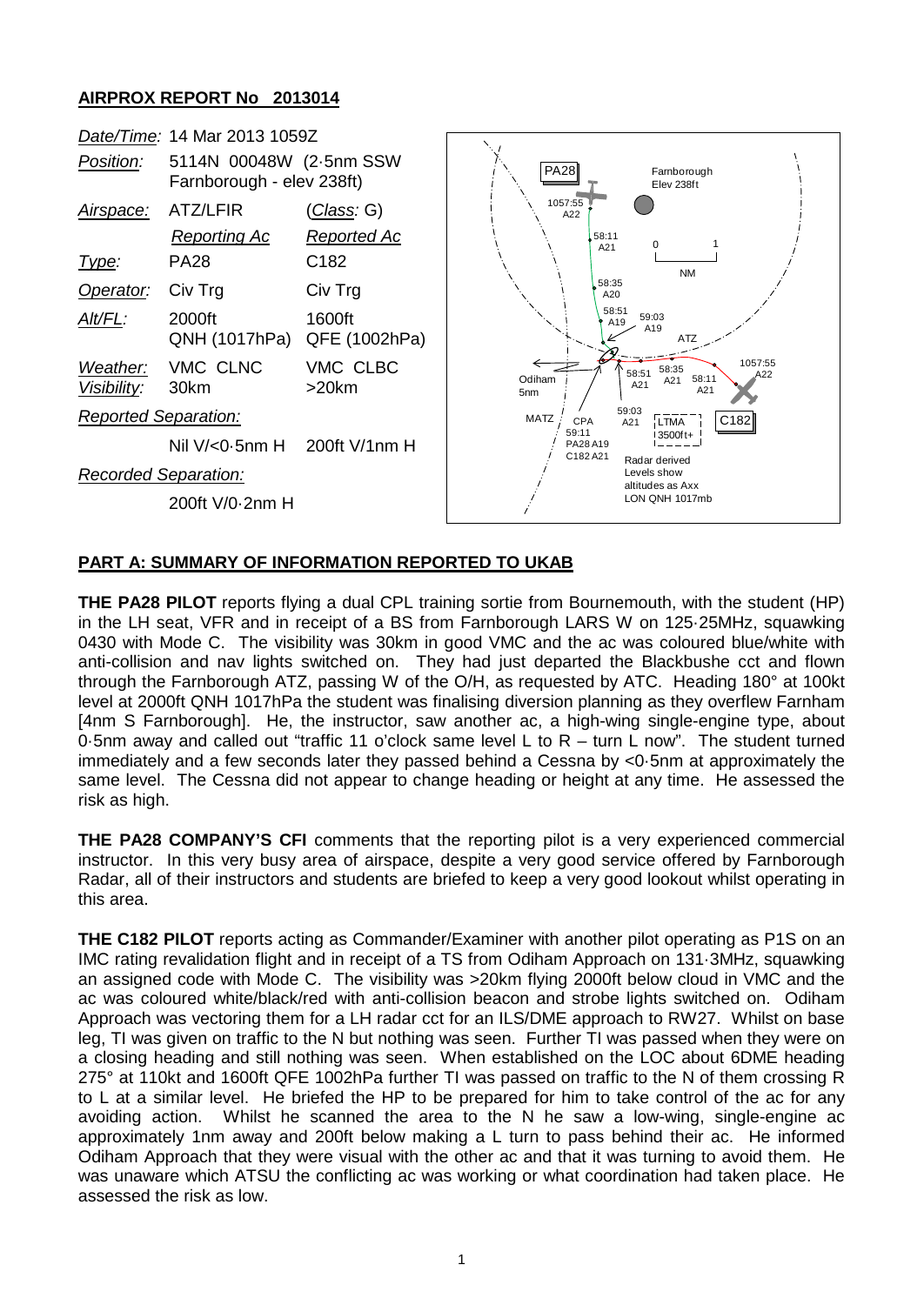## AIRPROX REPORT No 2013014

| | | |
|---|---|---|
| *Date/Time:* | 14 Mar 2013 1059Z | |
| *Position:* | 5114N 00048W (2·5nm SSW Farnborough - elev 238ft) | |
| *Airspace:* | ATZ/LFIR | (*Class:* G) |
| | *Reporting Ac* | *Reported Ac* |
| *Type:* | PA28 | C182 |
| *Operator:* | Civ Trg | Civ Trg |
| *Alt/FL:* | 2000ft QNH (1017hPa) | 1600ft QFE (1002hPa) |
| *Weather:* | VMC CLNC | VMC CLBC |
| *Visibility:* | 30km | >20km |
| *Reported Separation:* | | |
| | Nil V/<0·5nm H | 200ft V/1nm H |
| *Recorded Separation:* | | |
| | 200ft V/0·2nm H | |

## PART A: SUMMARY OF INFORMATION REPORTED TO UKAB

**THE PA28 PILOT** reports flying a dual CPL training sortie from Bournemouth, with the student (HP) in the LH seat, VFR and in receipt of a BS from Farnborough LARS W on 125·25MHz, squawking 0430 with Mode C. The visibility was 30km in good VMC and the ac was coloured blue/white with anti-collision and nav lights switched on. They had just departed the Blackbushe cct and flown through the Farnborough ATZ, passing W of the O/H, as requested by ATC. Heading 180° at 100kt level at 2000ft QNH 1017hPa the student was finalising diversion planning as they overflew Farnham [4nm S Farnborough]. He, the instructor, saw another ac, a high-wing single-engine type, about 0·5nm away and called out "traffic 11 o'clock same level L to R – turn L now". The student turned immediately and a few seconds later they passed behind a Cessna by <0·5nm at approximately the same level. The Cessna did not appear to change heading or height at any time. He assessed the risk as high.

**THE PA28 COMPANY'S CFI** comments that the reporting pilot is a very experienced commercial instructor. In this very busy area of airspace, despite a very good service offered by Farnborough Radar, all of their instructors and students are briefed to keep a very good lookout whilst operating in this area.

**THE C182 PILOT** reports acting as Commander/Examiner with another pilot operating as P1S on an IMC rating revalidation flight and in receipt of a TS from Odiham Approach on 131·3MHz, squawking an assigned code with Mode C. The visibility was >20km flying 2000ft below cloud in VMC and the ac was coloured white/black/red with anti-collision beacon and strobe lights switched on. Odiham Approach was vectoring them for a LH radar cct for an ILS/DME approach to RW27. Whilst on base leg, TI was given on traffic to the N but nothing was seen. Further TI was passed when they were on a closing heading and still nothing was seen. When established on the LOC about 6DME heading 275° at 110kt and 1600ft QFE 1002hPa further TI was passed on traffic to the N of them crossing R to L at a similar level. He briefed the HP to be prepared for him to take control of the ac for any avoiding action. Whilst he scanned the area to the N he saw a low-wing, single-engine ac approximately 1nm away and 200ft below making a L turn to pass behind their ac. He informed Odiham Approach that they were visual with the other ac and that it was turning to avoid them. He was unaware which ATSU the conflicting ac was working or what coordination had taken place. He assessed the risk as low.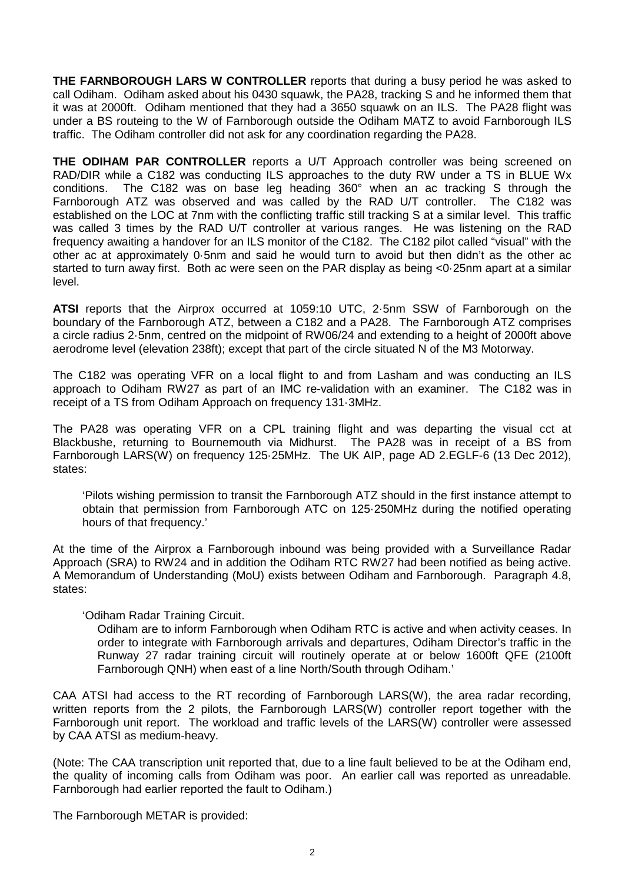**THE FARNBOROUGH LARS W CONTROLLER** reports that during a busy period he was asked to call Odiham. Odiham asked about his 0430 squawk, the PA28, tracking S and he informed them that it was at 2000ft. Odiham mentioned that they had a 3650 squawk on an ILS. The PA28 flight was under a BS routeing to the W of Farnborough outside the Odiham MATZ to avoid Farnborough ILS traffic. The Odiham controller did not ask for any coordination regarding the PA28.

**THE ODIHAM PAR CONTROLLER** reports a U/T Approach controller was being screened on RAD/DIR while a C182 was conducting ILS approaches to the duty RW under a TS in BLUE Wx conditions. The C182 was on base leg heading 360° when an ac tracking S through the Farnborough ATZ was observed and was called by the RAD U/T controller. The C182 was established on the LOC at 7nm with the conflicting traffic still tracking S at a similar level. This traffic was called 3 times by the RAD U/T controller at various ranges. He was listening on the RAD frequency awaiting a handover for an ILS monitor of the C182. The C182 pilot called "visual" with the other ac at approximately 0·5nm and said he would turn to avoid but then didn't as the other ac started to turn away first. Both ac were seen on the PAR display as being <0·25nm apart at a similar level.

**ATSI** reports that the Airprox occurred at 1059:10 UTC, 2·5nm SSW of Farnborough on the boundary of the Farnborough ATZ, between a C182 and a PA28. The Farnborough ATZ comprises a circle radius 2·5nm, centred on the midpoint of RW06/24 and extending to a height of 2000ft above aerodrome level (elevation 238ft); except that part of the circle situated N of the M3 Motorway.

The C182 was operating VFR on a local flight to and from Lasham and was conducting an ILS approach to Odiham RW27 as part of an IMC re-validation with an examiner. The C182 was in receipt of a TS from Odiham Approach on frequency 131·3MHz.

The PA28 was operating VFR on a CPL training flight and was departing the visual cct at Blackbushe, returning to Bournemouth via Midhurst. The PA28 was in receipt of a BS from Farnborough LARS(W) on frequency 125·25MHz. The UK AIP, page AD 2.EGLF-6 (13 Dec 2012), states:

> 'Pilots wishing permission to transit the Farnborough ATZ should in the first instance attempt to obtain that permission from Farnborough ATC on 125·250MHz during the notified operating hours of that frequency.'

At the time of the Airprox a Farnborough inbound was being provided with a Surveillance Radar Approach (SRA) to RW24 and in addition the Odiham RTC RW27 had been notified as being active. A Memorandum of Understanding (MoU) exists between Odiham and Farnborough. Paragraph 4.8, states:

> 'Odiham Radar Training Circuit.
>
> Odiham are to inform Farnborough when Odiham RTC is active and when activity ceases. In order to integrate with Farnborough arrivals and departures, Odiham Director's traffic in the Runway 27 radar training circuit will routinely operate at or below 1600ft QFE (2100ft Farnborough QNH) when east of a line North/South through Odiham.'

CAA ATSI had access to the RT recording of Farnborough LARS(W), the area radar recording, written reports from the 2 pilots, the Farnborough LARS(W) controller report together with the Farnborough unit report. The workload and traffic levels of the LARS(W) controller were assessed by CAA ATSI as medium-heavy.

(Note: The CAA transcription unit reported that, due to a line fault believed to be at the Odiham end, the quality of incoming calls from Odiham was poor. An earlier call was reported as unreadable. Farnborough had earlier reported the fault to Odiham.)

The Farnborough METAR is provided: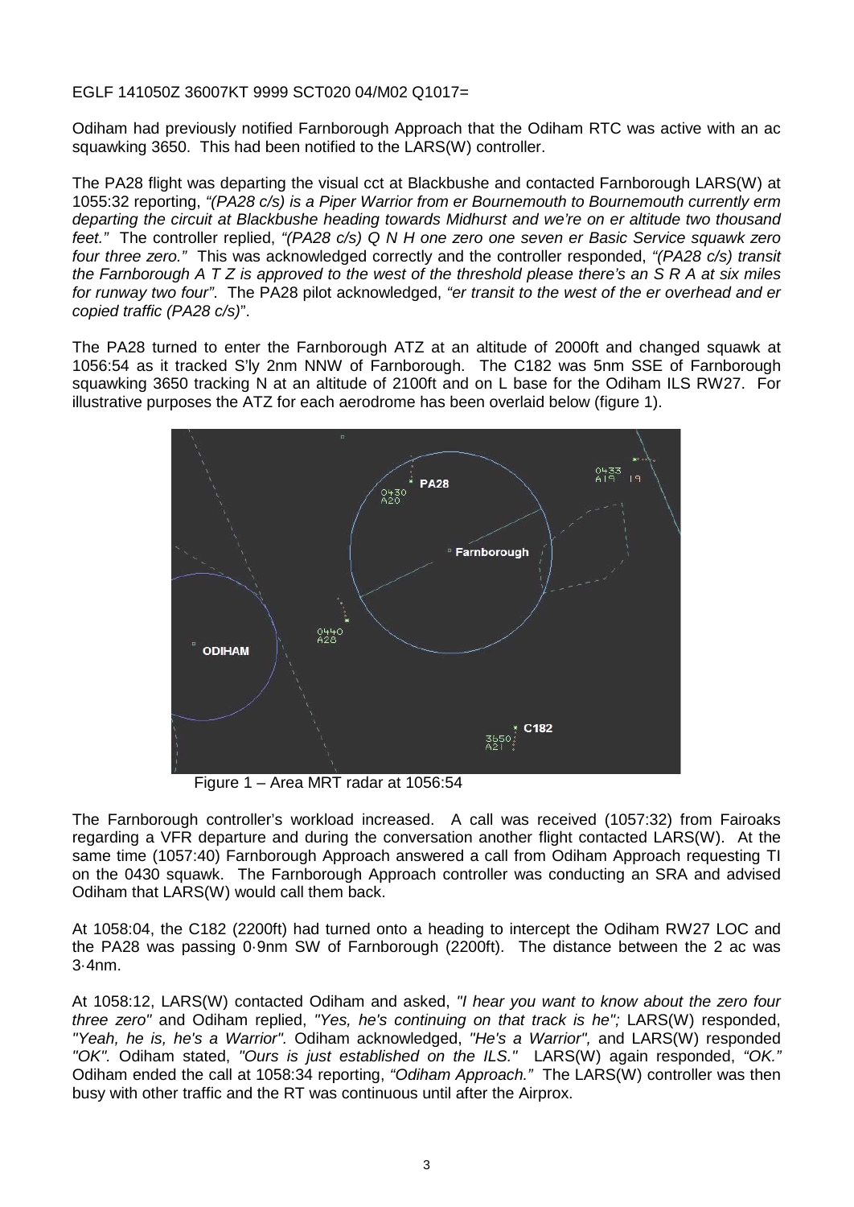EGLF 141050Z 36007KT 9999 SCT020 04/M02 Q1017=

Odiham had previously notified Farnborough Approach that the Odiham RTC was active with an ac squawking 3650. This had been notified to the LARS(W) controller.

The PA28 flight was departing the visual cct at Blackbushe and contacted Farnborough LARS(W) at 1055:32 reporting, *"(PA28 c/s) is a Piper Warrior from er Bournemouth to Bournemouth currently erm departing the circuit at Blackbushe heading towards Midhurst and we're on er altitude two thousand feet."* The controller replied, *"(PA28 c/s) Q N H one zero one seven er Basic Service squawk zero four three zero."* This was acknowledged correctly and the controller responded, *"(PA28 c/s) transit the Farnborough A T Z is approved to the west of the threshold please there's an S R A at six miles for runway two four"*. The PA28 pilot acknowledged, *"er transit to the west of the er overhead and er copied traffic (PA28 c/s)"*.

The PA28 turned to enter the Farnborough ATZ at an altitude of 2000ft and changed squawk at 1056:54 as it tracked S'ly 2nm NNW of Farnborough. The C182 was 5nm SSE of Farnborough squawking 3650 tracking N at an altitude of 2100ft and on L base for the Odiham ILS RW27. For illustrative purposes the ATZ for each aerodrome has been overlaid below (figure 1).

Figure 1 – Area MRT radar at 1056:54

The Farnborough controller's workload increased. A call was received (1057:32) from Fairoaks regarding a VFR departure and during the conversation another flight contacted LARS(W). At the same time (1057:40) Farnborough Approach answered a call from Odiham Approach requesting TI on the 0430 squawk. The Farnborough Approach controller was conducting an SRA and advised Odiham that LARS(W) would call them back.

At 1058:04, the C182 (2200ft) had turned onto a heading to intercept the Odiham RW27 LOC and the PA28 was passing 0·9nm SW of Farnborough (2200ft). The distance between the 2 ac was 3·4nm.

At 1058:12, LARS(W) contacted Odiham and asked, *"I hear you want to know about the zero four three zero"* and Odiham replied, *"Yes, he's continuing on that track is he";* LARS(W) responded, *"Yeah, he is, he's a Warrior".* Odiham acknowledged, *"He's a Warrior",* and LARS(W) responded *"OK".* Odiham stated, *"Ours is just established on the ILS."* LARS(W) again responded, *"OK."* Odiham ended the call at 1058:34 reporting, *"Odiham Approach."* The LARS(W) controller was then busy with other traffic and the RT was continuous until after the Airprox.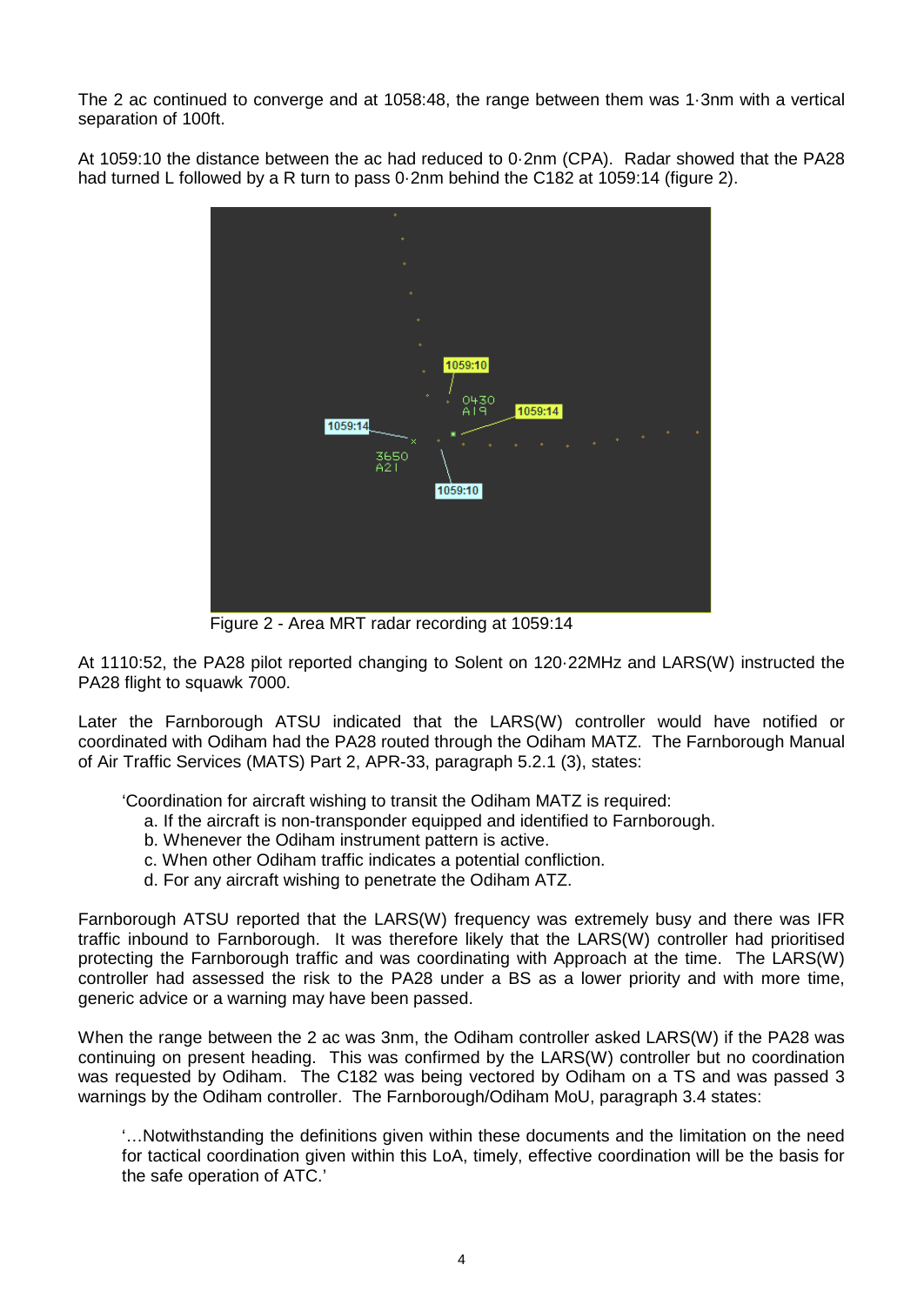The 2 ac continued to converge and at 1058:48, the range between them was 1·3nm with a vertical separation of 100ft.

At 1059:10 the distance between the ac had reduced to 0·2nm (CPA). Radar showed that the PA28 had turned L followed by a R turn to pass 0·2nm behind the C182 at 1059:14 (figure 2).

Figure 2 - Area MRT radar recording at 1059:14

At 1110:52, the PA28 pilot reported changing to Solent on 120·22MHz and LARS(W) instructed the PA28 flight to squawk 7000.

Later the Farnborough ATSU indicated that the LARS(W) controller would have notified or coordinated with Odiham had the PA28 routed through the Odiham MATZ. The Farnborough Manual of Air Traffic Services (MATS) Part 2, APR-33, paragraph 5.2.1 (3), states:

> 'Coordination for aircraft wishing to transit the Odiham MATZ is required:
> a. If the aircraft is non-transponder equipped and identified to Farnborough.
> b. Whenever the Odiham instrument pattern is active.
> c. When other Odiham traffic indicates a potential confliction.
> d. For any aircraft wishing to penetrate the Odiham ATZ.

Farnborough ATSU reported that the LARS(W) frequency was extremely busy and there was IFR traffic inbound to Farnborough. It was therefore likely that the LARS(W) controller had prioritised protecting the Farnborough traffic and was coordinating with Approach at the time. The LARS(W) controller had assessed the risk to the PA28 under a BS as a lower priority and with more time, generic advice or a warning may have been passed.

When the range between the 2 ac was 3nm, the Odiham controller asked LARS(W) if the PA28 was continuing on present heading. This was confirmed by the LARS(W) controller but no coordination was requested by Odiham. The C182 was being vectored by Odiham on a TS and was passed 3 warnings by the Odiham controller. The Farnborough/Odiham MoU, paragraph 3.4 states:

> '…Notwithstanding the definitions given within these documents and the limitation on the need for tactical coordination given within this LoA, timely, effective coordination will be the basis for the safe operation of ATC.'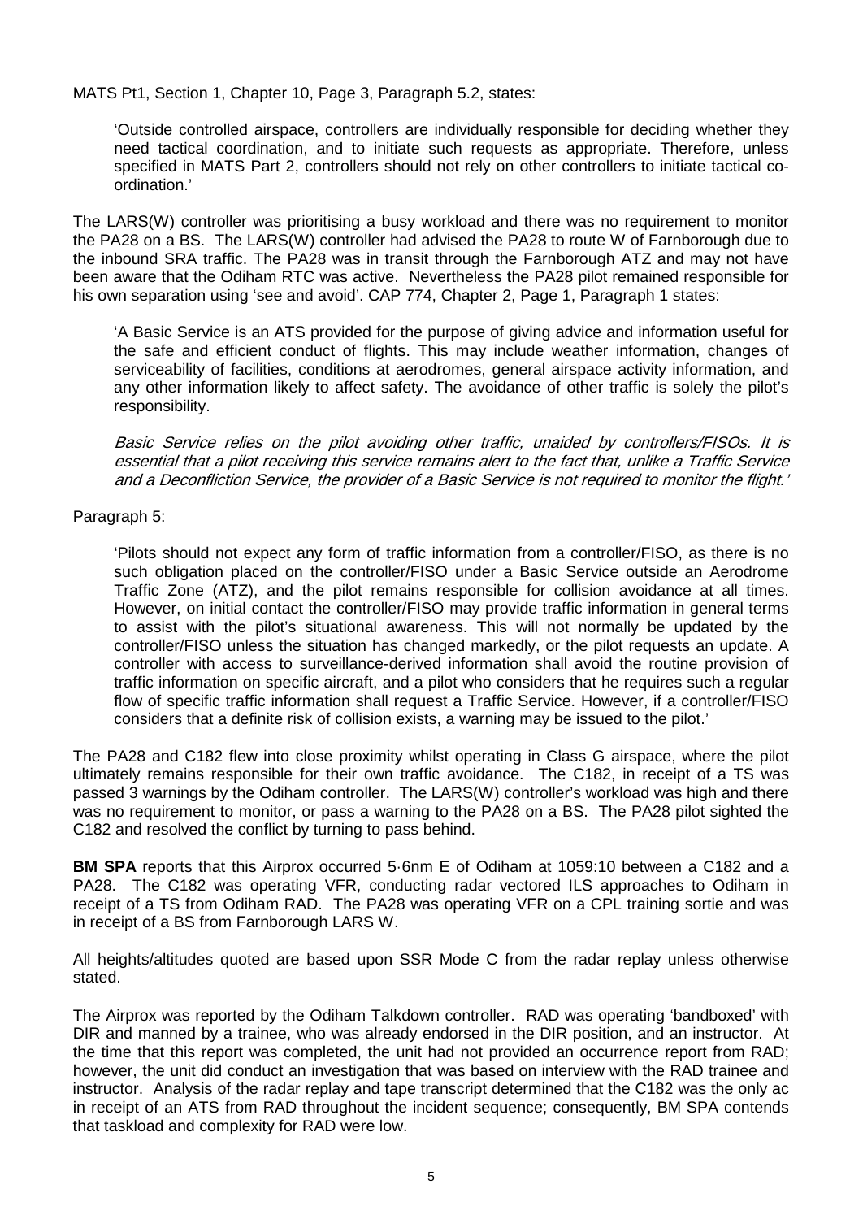MATS Pt1, Section 1, Chapter 10, Page 3, Paragraph 5.2, states:

> 'Outside controlled airspace, controllers are individually responsible for deciding whether they need tactical coordination, and to initiate such requests as appropriate. Therefore, unless specified in MATS Part 2, controllers should not rely on other controllers to initiate tactical co-ordination.'

The LARS(W) controller was prioritising a busy workload and there was no requirement to monitor the PA28 on a BS. The LARS(W) controller had advised the PA28 to route W of Farnborough due to the inbound SRA traffic. The PA28 was in transit through the Farnborough ATZ and may not have been aware that the Odiham RTC was active. Nevertheless the PA28 pilot remained responsible for his own separation using 'see and avoid'. CAP 774, Chapter 2, Page 1, Paragraph 1 states:

> 'A Basic Service is an ATS provided for the purpose of giving advice and information useful for the safe and efficient conduct of flights. This may include weather information, changes of serviceability of facilities, conditions at aerodromes, general airspace activity information, and any other information likely to affect safety. The avoidance of other traffic is solely the pilot's responsibility.
>
> *Basic Service relies on the pilot avoiding other traffic, unaided by controllers/FISOs. It is essential that a pilot receiving this service remains alert to the fact that, unlike a Traffic Service and a Deconfliction Service, the provider of a Basic Service is not required to monitor the flight.'*

Paragraph 5:

> 'Pilots should not expect any form of traffic information from a controller/FISO, as there is no such obligation placed on the controller/FISO under a Basic Service outside an Aerodrome Traffic Zone (ATZ), and the pilot remains responsible for collision avoidance at all times. However, on initial contact the controller/FISO may provide traffic information in general terms to assist with the pilot's situational awareness. This will not normally be updated by the controller/FISO unless the situation has changed markedly, or the pilot requests an update. A controller with access to surveillance-derived information shall avoid the routine provision of traffic information on specific aircraft, and a pilot who considers that he requires such a regular flow of specific traffic information shall request a Traffic Service. However, if a controller/FISO considers that a definite risk of collision exists, a warning may be issued to the pilot.'

The PA28 and C182 flew into close proximity whilst operating in Class G airspace, where the pilot ultimately remains responsible for their own traffic avoidance. The C182, in receipt of a TS was passed 3 warnings by the Odiham controller. The LARS(W) controller's workload was high and there was no requirement to monitor, or pass a warning to the PA28 on a BS. The PA28 pilot sighted the C182 and resolved the conflict by turning to pass behind.

**BM SPA** reports that this Airprox occurred 5·6nm E of Odiham at 1059:10 between a C182 and a PA28. The C182 was operating VFR, conducting radar vectored ILS approaches to Odiham in receipt of a TS from Odiham RAD. The PA28 was operating VFR on a CPL training sortie and was in receipt of a BS from Farnborough LARS W.

All heights/altitudes quoted are based upon SSR Mode C from the radar replay unless otherwise stated.

The Airprox was reported by the Odiham Talkdown controller. RAD was operating 'bandboxed' with DIR and manned by a trainee, who was already endorsed in the DIR position, and an instructor. At the time that this report was completed, the unit had not provided an occurrence report from RAD; however, the unit did conduct an investigation that was based on interview with the RAD trainee and instructor. Analysis of the radar replay and tape transcript determined that the C182 was the only ac in receipt of an ATS from RAD throughout the incident sequence; consequently, BM SPA contends that taskload and complexity for RAD were low.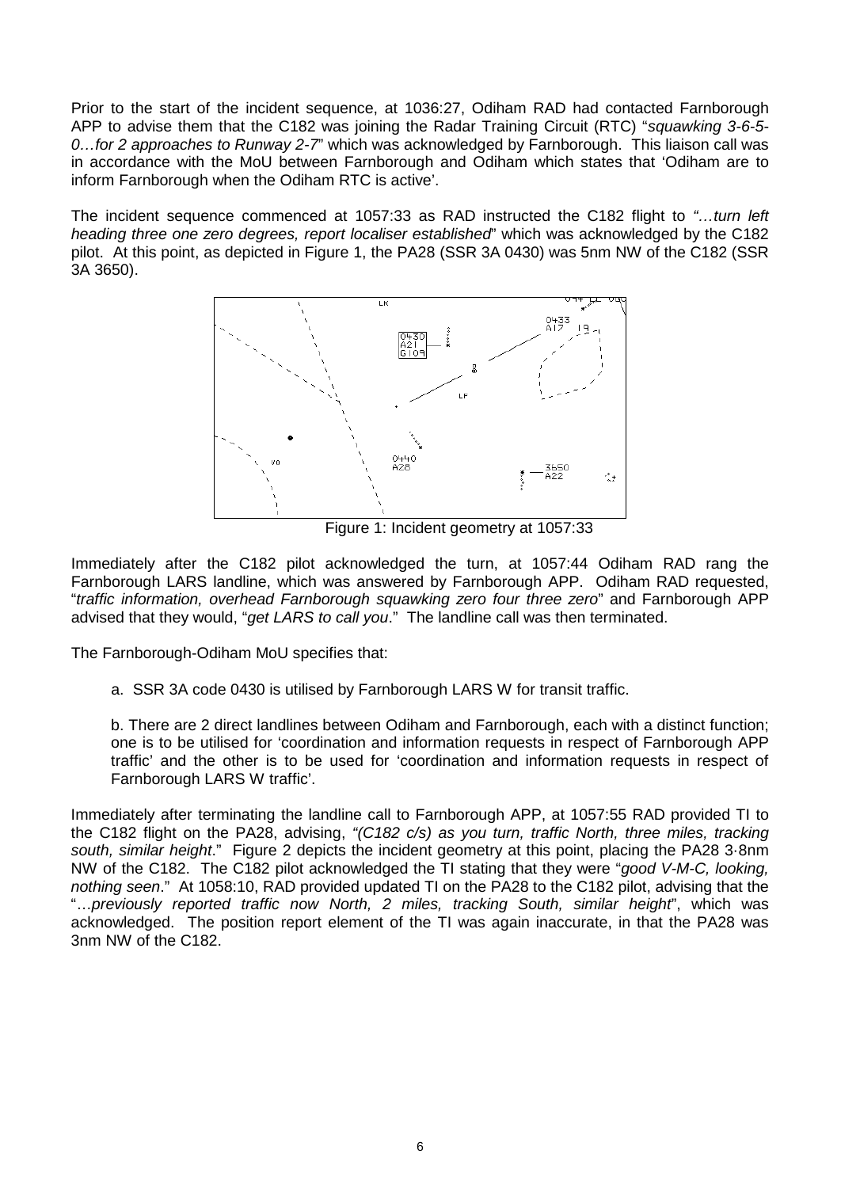Prior to the start of the incident sequence, at 1036:27, Odiham RAD had contacted Farnborough APP to advise them that the C182 was joining the Radar Training Circuit (RTC) "*squawking 3-6-5-0…for 2 approaches to Runway 2-7*" which was acknowledged by Farnborough. This liaison call was in accordance with the MoU between Farnborough and Odiham which states that 'Odiham are to inform Farnborough when the Odiham RTC is active'.

The incident sequence commenced at 1057:33 as RAD instructed the C182 flight to *"…turn left heading three one zero degrees, report localiser established*" which was acknowledged by the C182 pilot. At this point, as depicted in Figure 1, the PA28 (SSR 3A 0430) was 5nm NW of the C182 (SSR 3A 3650).

Figure 1: Incident geometry at 1057:33

Immediately after the C182 pilot acknowledged the turn, at 1057:44 Odiham RAD rang the Farnborough LARS landline, which was answered by Farnborough APP. Odiham RAD requested, "*traffic information, overhead Farnborough squawking zero four three zero*" and Farnborough APP advised that they would, "*get LARS to call you*." The landline call was then terminated.

The Farnborough-Odiham MoU specifies that:

a. SSR 3A code 0430 is utilised by Farnborough LARS W for transit traffic.

b. There are 2 direct landlines between Odiham and Farnborough, each with a distinct function; one is to be utilised for 'coordination and information requests in respect of Farnborough APP traffic' and the other is to be used for 'coordination and information requests in respect of Farnborough LARS W traffic'.

Immediately after terminating the landline call to Farnborough APP, at 1057:55 RAD provided TI to the C182 flight on the PA28, advising, *"(C182 c/s) as you turn, traffic North, three miles, tracking south, similar height*." Figure 2 depicts the incident geometry at this point, placing the PA28 3·8nm NW of the C182. The C182 pilot acknowledged the TI stating that they were "*good V-M-C, looking, nothing seen*." At 1058:10, RAD provided updated TI on the PA28 to the C182 pilot, advising that the "*…previously reported traffic now North, 2 miles, tracking South, similar height*", which was acknowledged. The position report element of the TI was again inaccurate, in that the PA28 was 3nm NW of the C182.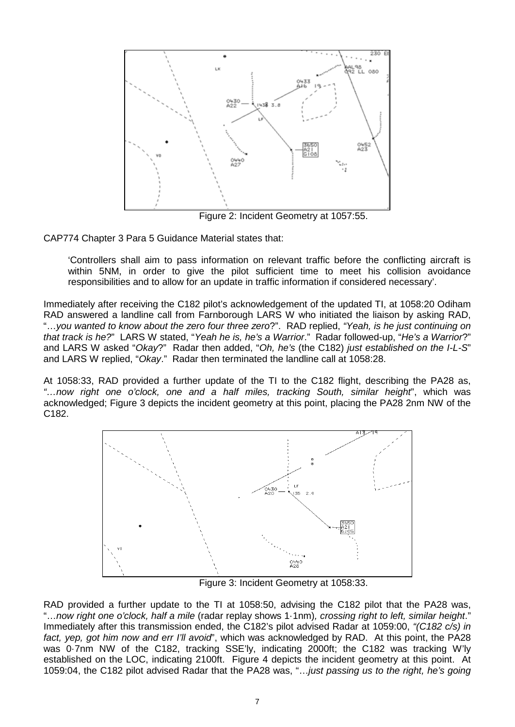Figure 2: Incident Geometry at 1057:55.

CAP774 Chapter 3 Para 5 Guidance Material states that:

> 'Controllers shall aim to pass information on relevant traffic before the conflicting aircraft is within 5NM, in order to give the pilot sufficient time to meet his collision avoidance responsibilities and to allow for an update in traffic information if considered necessary'.

Immediately after receiving the C182 pilot's acknowledgement of the updated TI, at 1058:20 Odiham RAD answered a landline call from Farnborough LARS W who initiated the liaison by asking RAD, "*…you wanted to know about the zero four three zero*?". RAD replied, *"Yeah, is he just continuing on that track is he?*" LARS W stated, "*Yeah he is, he's a Warrior*." Radar followed-up, "*He's a Warrior*?" and LARS W asked "*Okay*?" Radar then added, "*Oh, he's* (the C182) *just established on the I-L-S*" and LARS W replied, "*Okay*." Radar then terminated the landline call at 1058:28.

At 1058:33, RAD provided a further update of the TI to the C182 flight, describing the PA28 as, *"…now right one o'clock, one and a half miles, tracking South, similar height*", which was acknowledged; Figure 3 depicts the incident geometry at this point, placing the PA28 2nm NW of the C182.

Figure 3: Incident Geometry at 1058:33.

RAD provided a further update to the TI at 1058:50, advising the C182 pilot that the PA28 was, "*…now right one o'clock, half a mile* (radar replay shows 1·1nm)*, crossing right to left, similar height*." Immediately after this transmission ended, the C182's pilot advised Radar at 1059:00, *"(C182 c/s) in fact, yep, got him now and err I'll avoid*", which was acknowledged by RAD. At this point, the PA28 was 0·7nm NW of the C182, tracking SSE'ly, indicating 2000ft; the C182 was tracking W'ly established on the LOC, indicating 2100ft. Figure 4 depicts the incident geometry at this point. At 1059:04, the C182 pilot advised Radar that the PA28 was, "*…just passing us to the right, he's going*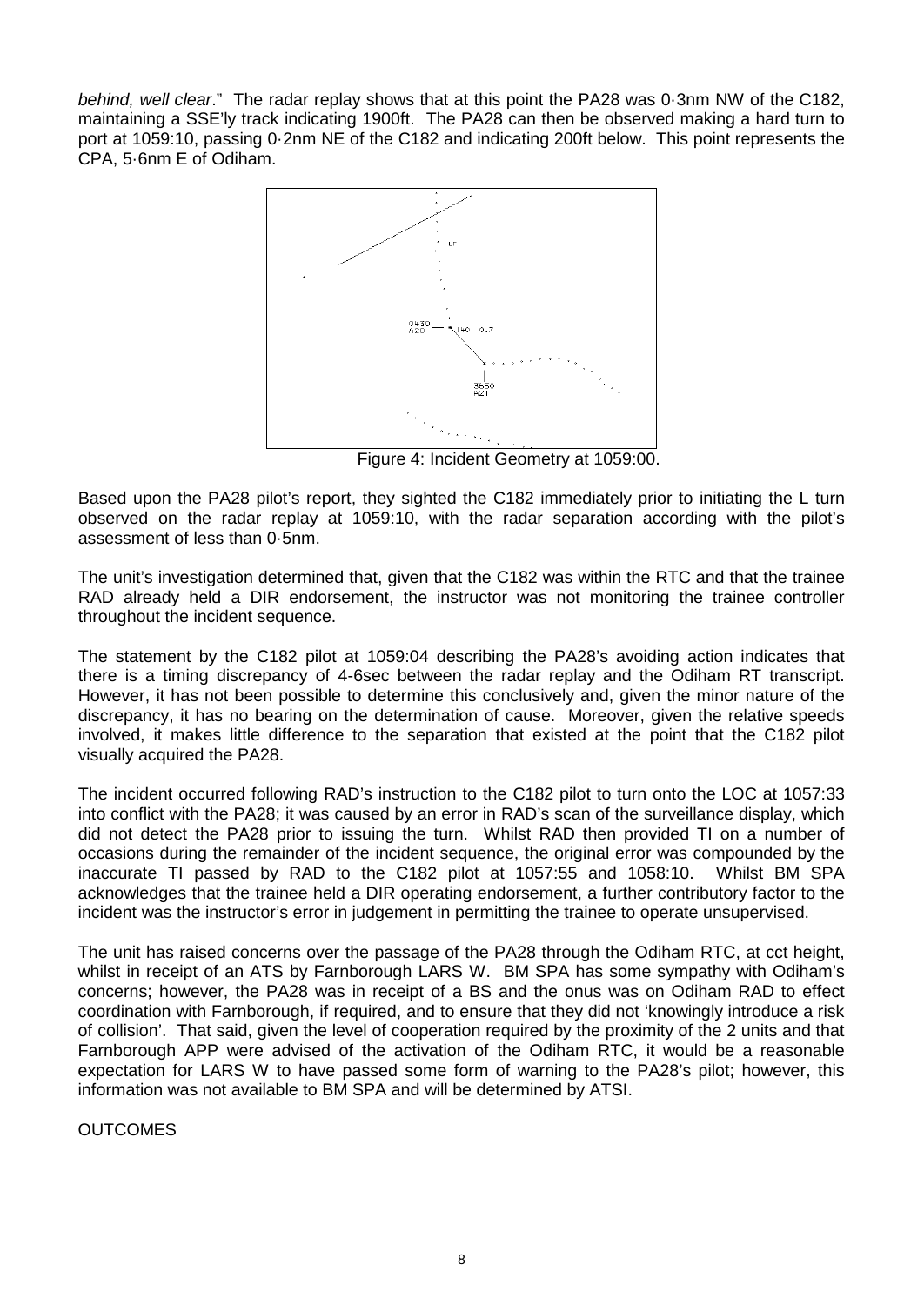*behind, well clear*." The radar replay shows that at this point the PA28 was 0·3nm NW of the C182, maintaining a SSE'ly track indicating 1900ft. The PA28 can then be observed making a hard turn to port at 1059:10, passing 0·2nm NE of the C182 and indicating 200ft below. This point represents the CPA, 5·6nm E of Odiham.

Figure 4: Incident Geometry at 1059:00.

Based upon the PA28 pilot's report, they sighted the C182 immediately prior to initiating the L turn observed on the radar replay at 1059:10, with the radar separation according with the pilot's assessment of less than 0·5nm.

The unit's investigation determined that, given that the C182 was within the RTC and that the trainee RAD already held a DIR endorsement, the instructor was not monitoring the trainee controller throughout the incident sequence.

The statement by the C182 pilot at 1059:04 describing the PA28's avoiding action indicates that there is a timing discrepancy of 4-6sec between the radar replay and the Odiham RT transcript. However, it has not been possible to determine this conclusively and, given the minor nature of the discrepancy, it has no bearing on the determination of cause. Moreover, given the relative speeds involved, it makes little difference to the separation that existed at the point that the C182 pilot visually acquired the PA28.

The incident occurred following RAD's instruction to the C182 pilot to turn onto the LOC at 1057:33 into conflict with the PA28; it was caused by an error in RAD's scan of the surveillance display, which did not detect the PA28 prior to issuing the turn. Whilst RAD then provided TI on a number of occasions during the remainder of the incident sequence, the original error was compounded by the inaccurate TI passed by RAD to the C182 pilot at 1057:55 and 1058:10. Whilst BM SPA acknowledges that the trainee held a DIR operating endorsement, a further contributory factor to the incident was the instructor's error in judgement in permitting the trainee to operate unsupervised.

The unit has raised concerns over the passage of the PA28 through the Odiham RTC, at cct height, whilst in receipt of an ATS by Farnborough LARS W. BM SPA has some sympathy with Odiham's concerns; however, the PA28 was in receipt of a BS and the onus was on Odiham RAD to effect coordination with Farnborough, if required, and to ensure that they did not 'knowingly introduce a risk of collision'. That said, given the level of cooperation required by the proximity of the 2 units and that Farnborough APP were advised of the activation of the Odiham RTC, it would be a reasonable expectation for LARS W to have passed some form of warning to the PA28's pilot; however, this information was not available to BM SPA and will be determined by ATSI.

OUTCOMES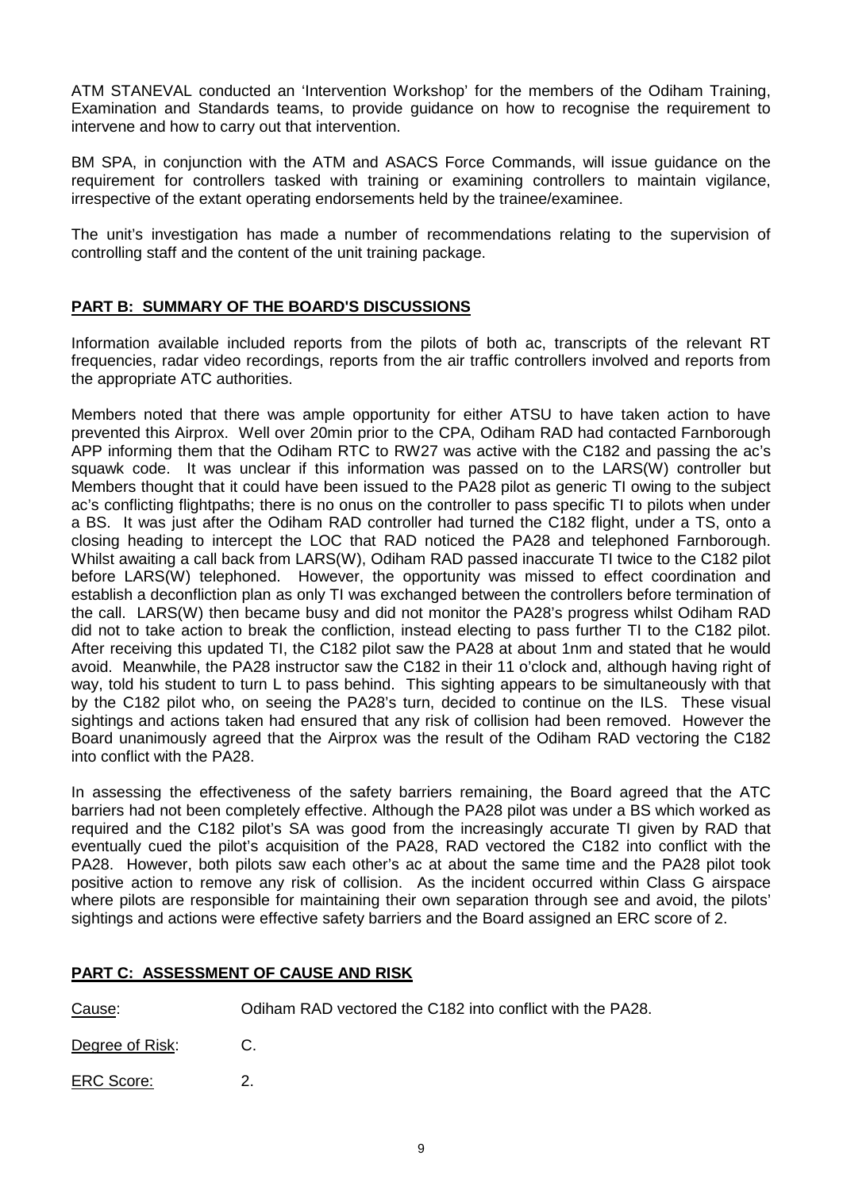ATM STANEVAL conducted an 'Intervention Workshop' for the members of the Odiham Training, Examination and Standards teams, to provide guidance on how to recognise the requirement to intervene and how to carry out that intervention.

BM SPA, in conjunction with the ATM and ASACS Force Commands, will issue guidance on the requirement for controllers tasked with training or examining controllers to maintain vigilance, irrespective of the extant operating endorsements held by the trainee/examinee.

The unit's investigation has made a number of recommendations relating to the supervision of controlling staff and the content of the unit training package.

## PART B: SUMMARY OF THE BOARD'S DISCUSSIONS

Information available included reports from the pilots of both ac, transcripts of the relevant RT frequencies, radar video recordings, reports from the air traffic controllers involved and reports from the appropriate ATC authorities.

Members noted that there was ample opportunity for either ATSU to have taken action to have prevented this Airprox. Well over 20min prior to the CPA, Odiham RAD had contacted Farnborough APP informing them that the Odiham RTC to RW27 was active with the C182 and passing the ac's squawk code. It was unclear if this information was passed on to the LARS(W) controller but Members thought that it could have been issued to the PA28 pilot as generic TI owing to the subject ac's conflicting flightpaths; there is no onus on the controller to pass specific TI to pilots when under a BS. It was just after the Odiham RAD controller had turned the C182 flight, under a TS, onto a closing heading to intercept the LOC that RAD noticed the PA28 and telephoned Farnborough. Whilst awaiting a call back from LARS(W), Odiham RAD passed inaccurate TI twice to the C182 pilot before LARS(W) telephoned. However, the opportunity was missed to effect coordination and establish a deconfliction plan as only TI was exchanged between the controllers before termination of the call. LARS(W) then became busy and did not monitor the PA28's progress whilst Odiham RAD did not to take action to break the confliction, instead electing to pass further TI to the C182 pilot. After receiving this updated TI, the C182 pilot saw the PA28 at about 1nm and stated that he would avoid. Meanwhile, the PA28 instructor saw the C182 in their 11 o'clock and, although having right of way, told his student to turn L to pass behind. This sighting appears to be simultaneously with that by the C182 pilot who, on seeing the PA28's turn, decided to continue on the ILS. These visual sightings and actions taken had ensured that any risk of collision had been removed. However the Board unanimously agreed that the Airprox was the result of the Odiham RAD vectoring the C182 into conflict with the PA28.

In assessing the effectiveness of the safety barriers remaining, the Board agreed that the ATC barriers had not been completely effective. Although the PA28 pilot was under a BS which worked as required and the C182 pilot's SA was good from the increasingly accurate TI given by RAD that eventually cued the pilot's acquisition of the PA28, RAD vectored the C182 into conflict with the PA28. However, both pilots saw each other's ac at about the same time and the PA28 pilot took positive action to remove any risk of collision. As the incident occurred within Class G airspace where pilots are responsible for maintaining their own separation through see and avoid, the pilots' sightings and actions were effective safety barriers and the Board assigned an ERC score of 2.

## PART C: ASSESSMENT OF CAUSE AND RISK

Cause: Odiham RAD vectored the C182 into conflict with the PA28.

Degree of Risk: C.

ERC Score: 2.